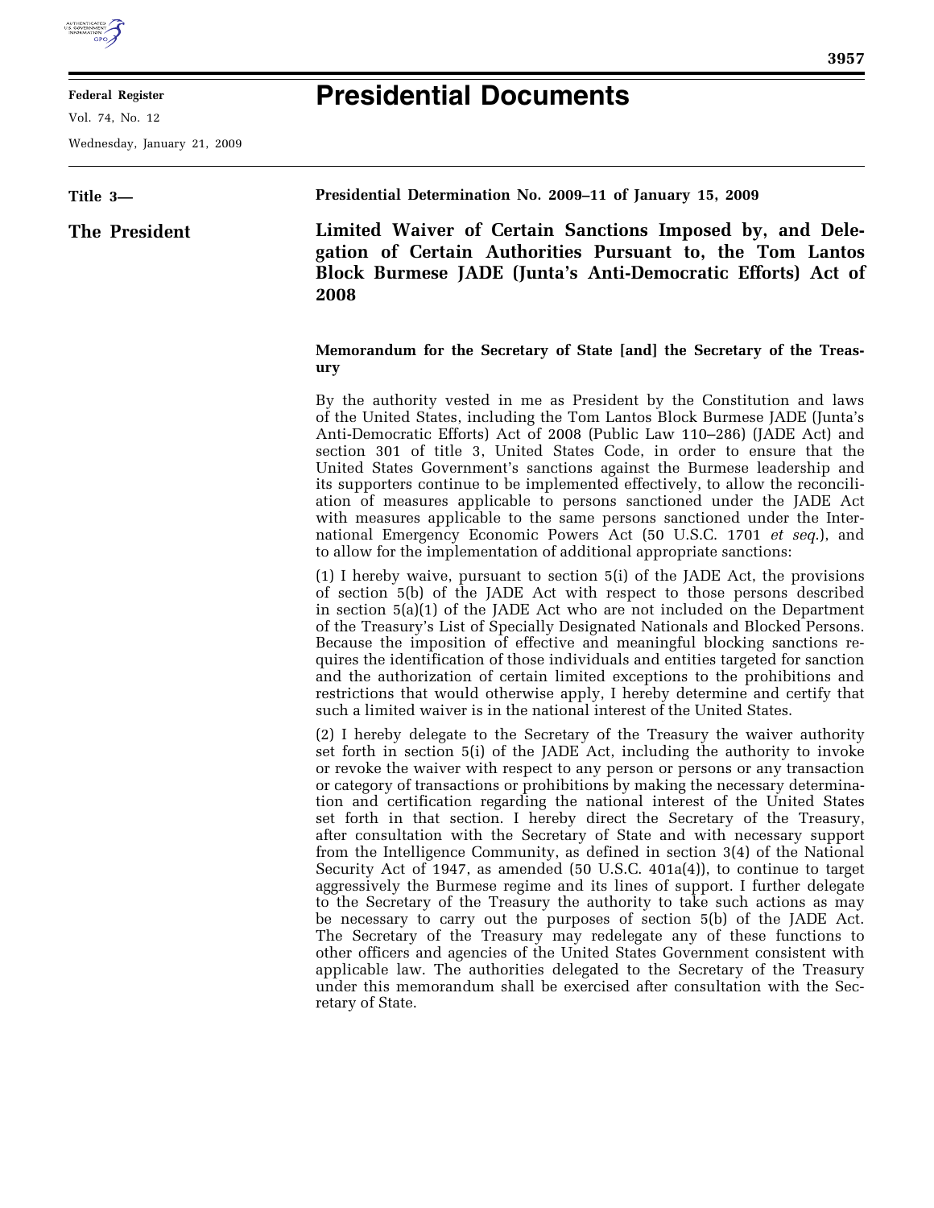**Federal Register**

Vol. 74, No. 12

Wednesday, January 21, 2009

# Presidential Documents

**Title 3—**

**The President**

**Presidential Determination No. 2009–11 of January 15, 2009**

## Limited Waiver of Certain Sanctions Imposed by, and Delegation of Certain Authorities Pursuant to, the Tom Lantos Block Burmese JADE (Junta's Anti-Democratic Efforts) Act of 2008

**Memorandum for the Secretary of State [and] the Secretary of the Treasury**

By the authority vested in me as President by the Constitution and laws of the United States, including the Tom Lantos Block Burmese JADE (Junta's Anti-Democratic Efforts) Act of 2008 (Public Law 110–286) (JADE Act) and section 301 of title 3, United States Code, in order to ensure that the United States Government's sanctions against the Burmese leadership and its supporters continue to be implemented effectively, to allow the reconciliation of measures applicable to persons sanctioned under the JADE Act with measures applicable to the same persons sanctioned under the International Emergency Economic Powers Act (50 U.S.C. 1701 *et seq.*), and to allow for the implementation of additional appropriate sanctions:

(1) I hereby waive, pursuant to section 5(i) of the JADE Act, the provisions of section 5(b) of the JADE Act with respect to those persons described in section 5(a)(1) of the JADE Act who are not included on the Department of the Treasury's List of Specially Designated Nationals and Blocked Persons. Because the imposition of effective and meaningful blocking sanctions requires the identification of those individuals and entities targeted for sanction and the authorization of certain limited exceptions to the prohibitions and restrictions that would otherwise apply, I hereby determine and certify that such a limited waiver is in the national interest of the United States.

(2) I hereby delegate to the Secretary of the Treasury the waiver authority set forth in section 5(i) of the JADE Act, including the authority to invoke or revoke the waiver with respect to any person or persons or any transaction or category of transactions or prohibitions by making the necessary determination and certification regarding the national interest of the United States set forth in that section. I hereby direct the Secretary of the Treasury, after consultation with the Secretary of State and with necessary support from the Intelligence Community, as defined in section 3(4) of the National Security Act of 1947, as amended (50 U.S.C. 401a(4)), to continue to target aggressively the Burmese regime and its lines of support. I further delegate to the Secretary of the Treasury the authority to take such actions as may be necessary to carry out the purposes of section 5(b) of the JADE Act. The Secretary of the Treasury may redelegate any of these functions to other officers and agencies of the United States Government consistent with applicable law. The authorities delegated to the Secretary of the Treasury under this memorandum shall be exercised after consultation with the Secretary of State.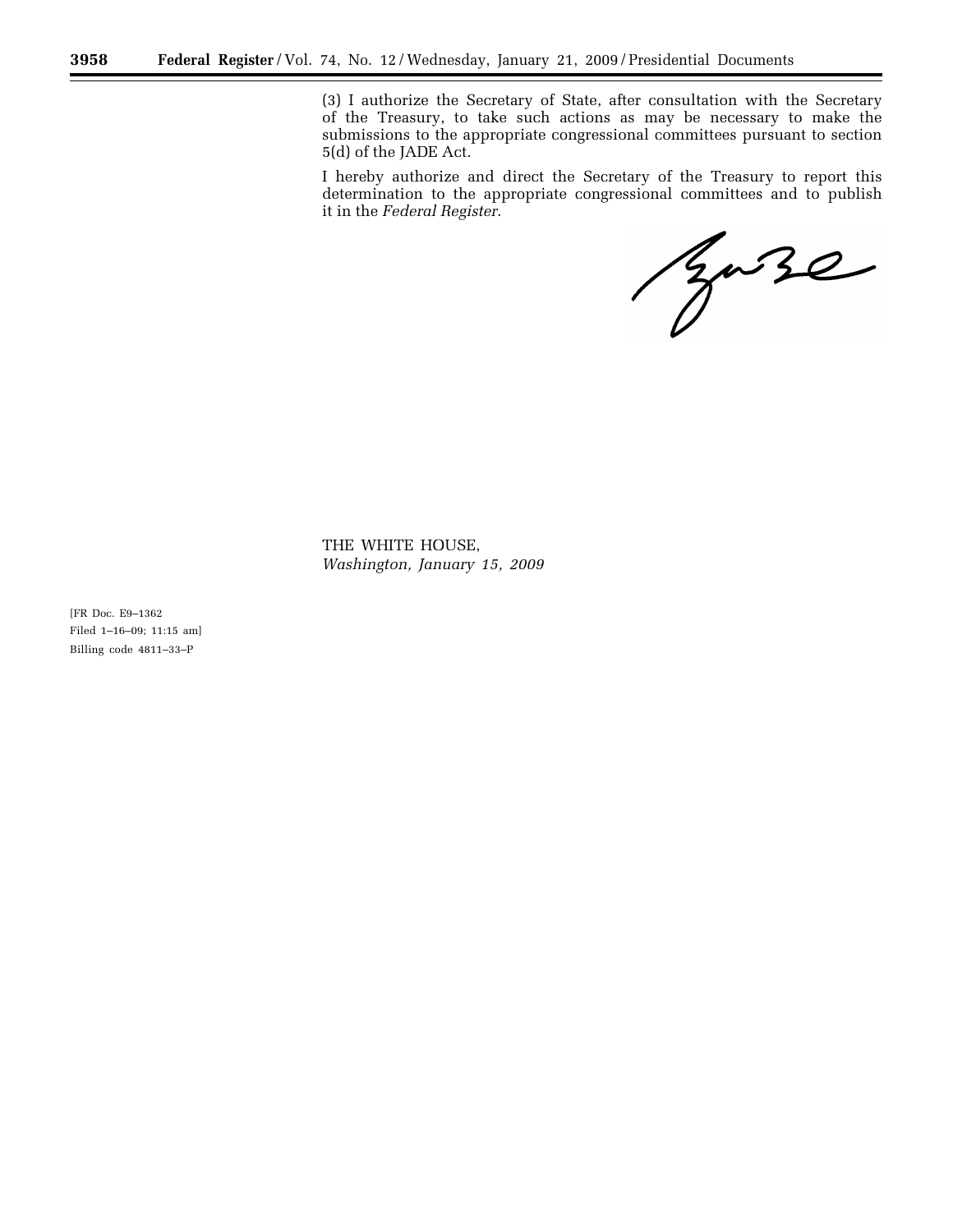(3) I authorize the Secretary of State, after consultation with the Secretary of the Treasury, to take such actions as may be necessary to make the submissions to the appropriate congressional committees pursuant to section 5(d) of the JADE Act.

I hereby authorize and direct the Secretary of the Treasury to report this determination to the appropriate congressional committees and to publish it in the *Federal Register*.

THE WHITE HOUSE,
*Washington, January 15, 2009*

[FR Doc. E9–1362
Filed 1–16–09; 11:15 am]
Billing code 4811–33–P